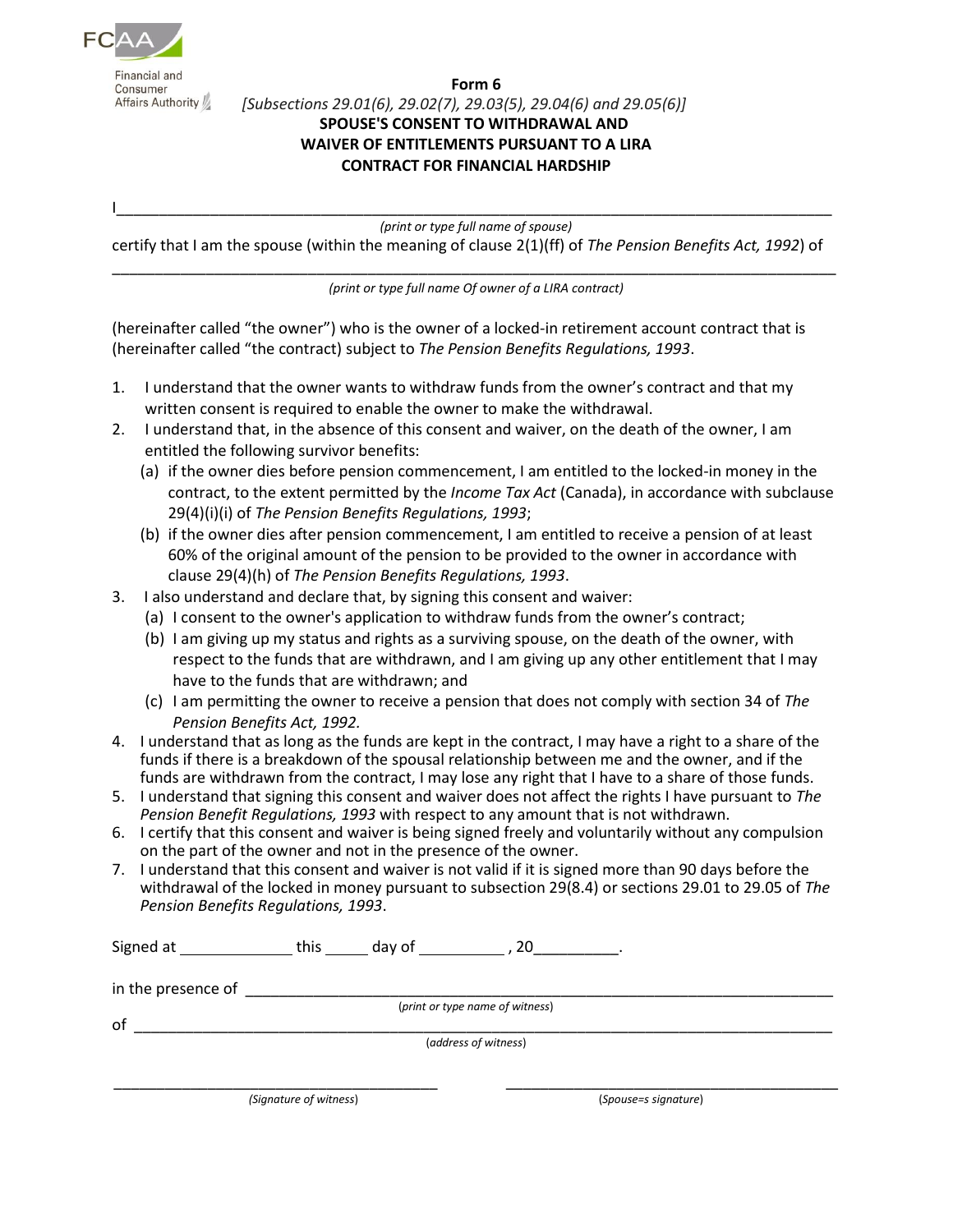FCAA

Financial and Consumer Affairs Authority

**Form 6**

*[Subsections 29.01(6), 29.02(7), 29.03(5), 29.04(6) and 29.05(6)]*

**SPOUSE'S CONSENT TO WITHDRAWAL AND WAIVER OF ENTITLEMENTS PURSUANT TO A LIRA CONTRACT FOR FINANCIAL HARDSHIP**

I\_\_\_\_\_\_\_\_\_\_\_\_\_\_\_\_\_\_\_\_\_\_\_\_\_\_\_\_\_\_\_\_\_\_\_\_\_\_\_\_\_\_\_\_\_\_\_\_\_\_\_\_\_\_\_\_\_\_\_\_\_\_\_\_\_\_\_\_\_\_\_\_\_\_

*(print or type full name of spouse)*

certify that I am the spouse (within the meaning of clause 2(1)(ff) of *The Pension Benefits Act, 1992*) of

\_\_\_\_\_\_\_\_\_\_\_\_\_\_\_\_\_\_\_\_\_\_\_\_\_\_\_\_\_\_\_\_\_\_\_\_\_\_\_\_\_\_\_\_\_\_\_\_\_\_\_\_\_\_\_\_\_\_\_\_\_\_\_\_\_\_\_\_\_\_\_\_\_\_

*(print or type full name Of owner of a LIRA contract)*

(hereinafter called "the owner") who is the owner of a locked-in retirement account contract that is (hereinafter called "the contract) subject to *The Pension Benefits Regulations, 1993*.

1. I understand that the owner wants to withdraw funds from the owner's contract and that my written consent is required to enable the owner to make the withdrawal.
2. I understand that, in the absence of this consent and waiver, on the death of the owner, I am entitled the following survivor benefits:
   (a) if the owner dies before pension commencement, I am entitled to the locked-in money in the contract, to the extent permitted by the *Income Tax Act* (Canada), in accordance with subclause 29(4)(i)(i) of *The Pension Benefits Regulations, 1993*;
   (b) if the owner dies after pension commencement, I am entitled to receive a pension of at least 60% of the original amount of the pension to be provided to the owner in accordance with clause 29(4)(h) of *The Pension Benefits Regulations, 1993*.
3. I also understand and declare that, by signing this consent and waiver:
   (a) I consent to the owner's application to withdraw funds from the owner's contract;
   (b) I am giving up my status and rights as a surviving spouse, on the death of the owner, with respect to the funds that are withdrawn, and I am giving up any other entitlement that I may have to the funds that are withdrawn; and
   (c) I am permitting the owner to receive a pension that does not comply with section 34 of *The Pension Benefits Act, 1992.*
4. I understand that as long as the funds are kept in the contract, I may have a right to a share of the funds if there is a breakdown of the spousal relationship between me and the owner, and if the funds are withdrawn from the contract, I may lose any right that I have to a share of those funds.
5. I understand that signing this consent and waiver does not affect the rights I have pursuant to *The Pension Benefit Regulations, 1993* with respect to any amount that is not withdrawn.
6. I certify that this consent and waiver is being signed freely and voluntarily without any compulsion on the part of the owner and not in the presence of the owner.
7. I understand that this consent and waiver is not valid if it is signed more than 90 days before the withdrawal of the locked in money pursuant to subsection 29(8.4) or sections 29.01 to 29.05 of *The Pension Benefits Regulations, 1993*.

Signed at \_\_\_\_\_\_\_\_\_\_\_\_ this \_\_\_\_\_ day of \_\_\_\_\_\_\_\_\_\_ , 20\_\_\_\_\_\_\_\_\_\_.

in the presence of \_\_\_\_\_\_\_\_\_\_\_\_\_\_\_\_\_\_\_\_\_\_\_\_\_\_\_\_\_\_\_\_\_\_\_\_\_\_\_\_\_\_\_\_\_\_\_\_\_\_\_\_\_\_\_\_

(*print or type name of witness*)

of \_\_\_\_\_\_\_\_\_\_\_\_\_\_\_\_\_\_\_\_\_\_\_\_\_\_\_\_\_\_\_\_\_\_\_\_\_\_\_\_\_\_\_\_\_\_\_\_\_\_\_\_\_\_\_\_\_\_\_\_\_\_\_\_\_\_

(*address of witness*)

\_\_\_\_\_\_\_\_\_\_\_\_\_\_\_\_\_\_\_\_\_\_\_\_\_\_\_\_\_\_ \_\_\_\_\_\_\_\_\_\_\_\_\_\_\_\_\_\_\_\_\_\_\_\_\_\_\_\_\_\_

*(Signature of witness)* (*Spouse=s signature*)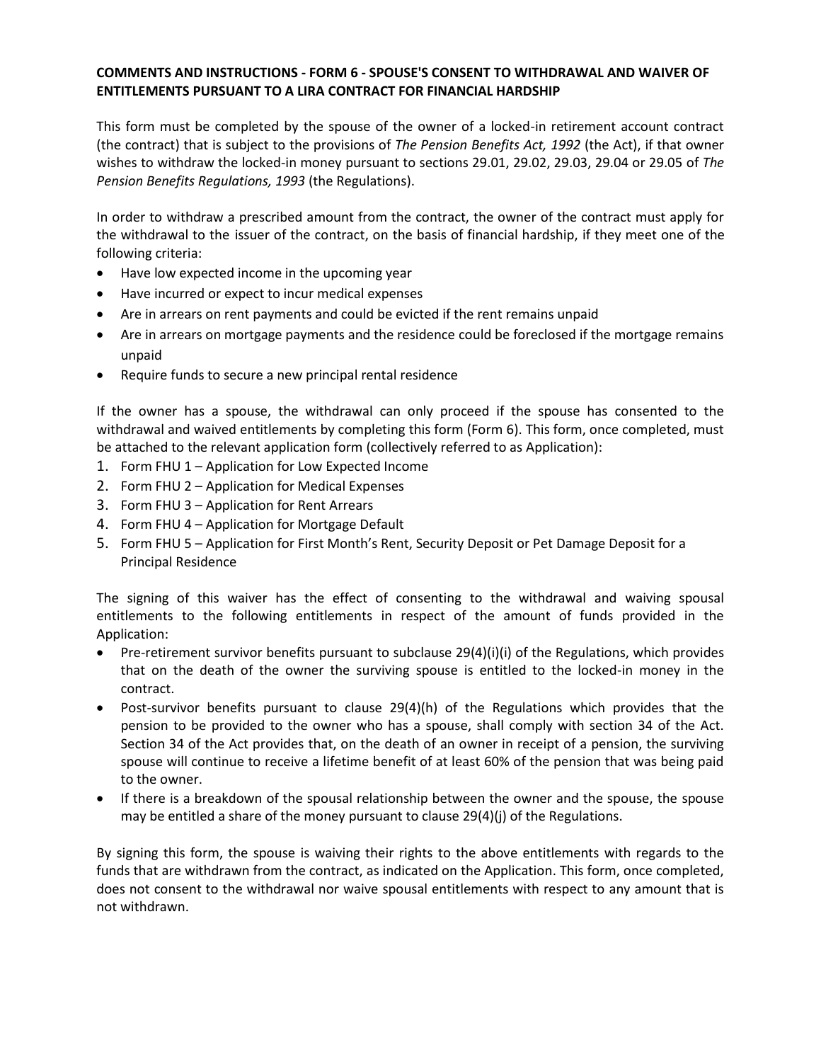**COMMENTS AND INSTRUCTIONS - FORM 6 - SPOUSE'S CONSENT TO WITHDRAWAL AND WAIVER OF ENTITLEMENTS PURSUANT TO A LIRA CONTRACT FOR FINANCIAL HARDSHIP**

This form must be completed by the spouse of the owner of a locked-in retirement account contract (the contract) that is subject to the provisions of *The Pension Benefits Act, 1992* (the Act), if that owner wishes to withdraw the locked-in money pursuant to sections 29.01, 29.02, 29.03, 29.04 or 29.05 of *The Pension Benefits Regulations, 1993* (the Regulations).

In order to withdraw a prescribed amount from the contract, the owner of the contract must apply for the withdrawal to the issuer of the contract, on the basis of financial hardship, if they meet one of the following criteria:

- Have low expected income in the upcoming year
- Have incurred or expect to incur medical expenses
- Are in arrears on rent payments and could be evicted if the rent remains unpaid
- Are in arrears on mortgage payments and the residence could be foreclosed if the mortgage remains unpaid
- Require funds to secure a new principal rental residence

If the owner has a spouse, the withdrawal can only proceed if the spouse has consented to the withdrawal and waived entitlements by completing this form (Form 6). This form, once completed, must be attached to the relevant application form (collectively referred to as Application):

1. Form FHU 1 – Application for Low Expected Income
2. Form FHU 2 – Application for Medical Expenses
3. Form FHU 3 – Application for Rent Arrears
4. Form FHU 4 – Application for Mortgage Default
5. Form FHU 5 – Application for First Month's Rent, Security Deposit or Pet Damage Deposit for a Principal Residence

The signing of this waiver has the effect of consenting to the withdrawal and waiving spousal entitlements to the following entitlements in respect of the amount of funds provided in the Application:

- Pre-retirement survivor benefits pursuant to subclause 29(4)(i)(i) of the Regulations, which provides that on the death of the owner the surviving spouse is entitled to the locked-in money in the contract.
- Post-survivor benefits pursuant to clause 29(4)(h) of the Regulations which provides that the pension to be provided to the owner who has a spouse, shall comply with section 34 of the Act. Section 34 of the Act provides that, on the death of an owner in receipt of a pension, the surviving spouse will continue to receive a lifetime benefit of at least 60% of the pension that was being paid to the owner.
- If there is a breakdown of the spousal relationship between the owner and the spouse, the spouse may be entitled a share of the money pursuant to clause 29(4)(j) of the Regulations.

By signing this form, the spouse is waiving their rights to the above entitlements with regards to the funds that are withdrawn from the contract, as indicated on the Application. This form, once completed, does not consent to the withdrawal nor waive spousal entitlements with respect to any amount that is not withdrawn.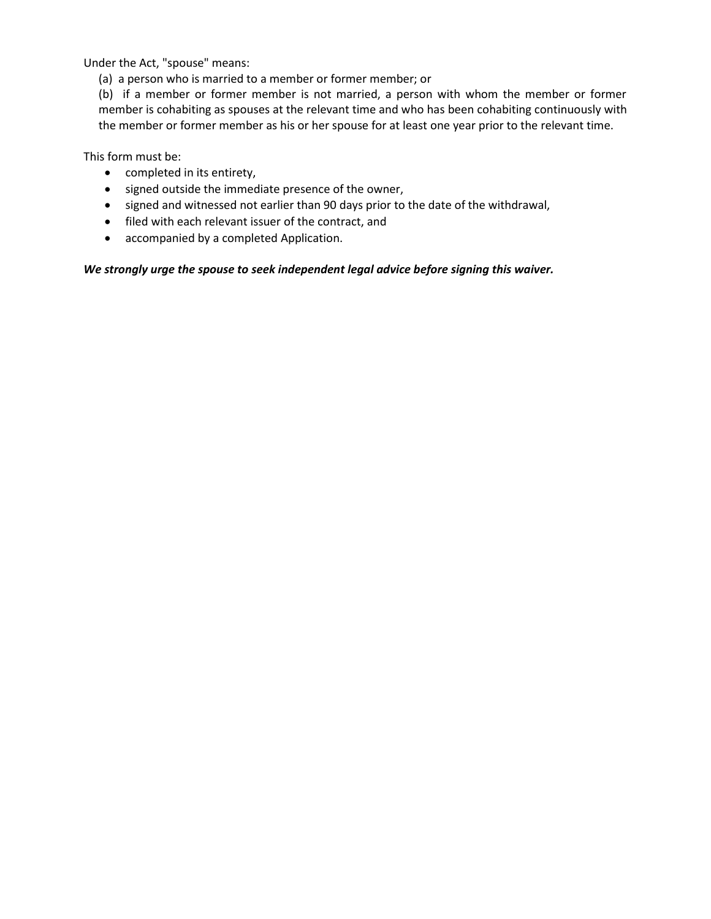Under the Act, "spouse" means:

(a) a person who is married to a member or former member; or

(b) if a member or former member is not married, a person with whom the member or former member is cohabiting as spouses at the relevant time and who has been cohabiting continuously with the member or former member as his or her spouse for at least one year prior to the relevant time.

This form must be:

- completed in its entirety,
- signed outside the immediate presence of the owner,
- signed and witnessed not earlier than 90 days prior to the date of the withdrawal,
- filed with each relevant issuer of the contract, and
- accompanied by a completed Application.

***We strongly urge the spouse to seek independent legal advice before signing this waiver.***